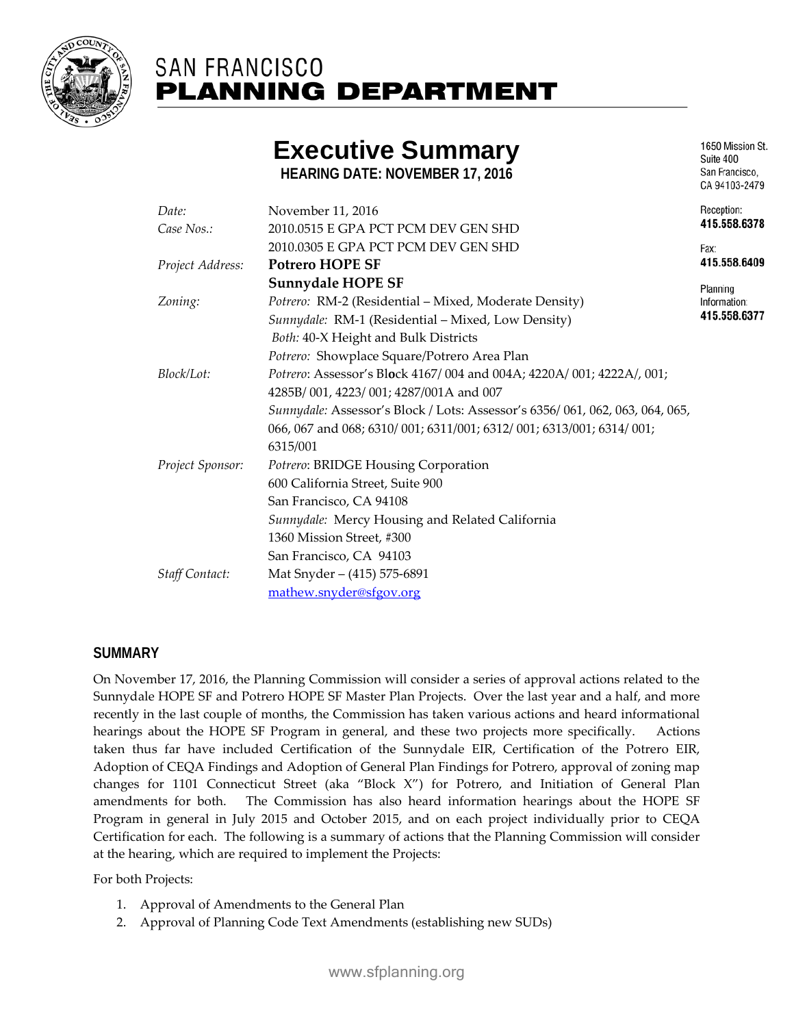# SAN FRANCISCO PLANNING DEPARTMENT

1650 Mission St.
Suite 400
San Francisco,
CA 94103-2479

Reception:
**415.558.6378**

Fax:
**415.558.6409**

Planning
Information:
**415.558.6377**

## Executive Summary

**HEARING DATE: NOVEMBER 17, 2016**

| | |
|---|---|
| *Date:* | November 11, 2016 |
| *Case Nos.:* | 2010.0515 E GPA PCT PCM DEV GEN SHD |
| | 2010.0305 E GPA PCT PCM DEV GEN SHD |
| *Project Address:* | **Potrero HOPE SF** |
| | **Sunnydale HOPE SF** |
| *Zoning:* | *Potrero:* RM-2 (Residential – Mixed, Moderate Density) |
| | *Sunnydale:* RM-1 (Residential – Mixed, Low Density) |
| | *Both:* 40-X Height and Bulk Districts |
| | *Potrero:* Showplace Square/Potrero Area Plan |
| *Block/Lot:* | *Potrero*: Assessor's Block 4167/ 004 and 004A; 4220A/ 001; 4222A/, 001; 4285B/ 001, 4223/ 001; 4287/001A and 007 |
| | *Sunnydale:* Assessor's Block / Lots: Assessor's 6356/ 061, 062, 063, 064, 065, 066, 067 and 068; 6310/ 001; 6311/001; 6312/ 001; 6313/001; 6314/ 001; 6315/001 |
| *Project Sponsor:* | *Potrero*: BRIDGE Housing Corporation |
| | 600 California Street, Suite 900 |
| | San Francisco, CA 94108 |
| | *Sunnydale:* Mercy Housing and Related California |
| | 1360 Mission Street, #300 |
| | San Francisco, CA 94103 |
| *Staff Contact:* | Mat Snyder – (415) 575-6891 |
| | mathew.snyder@sfgov.org |

## SUMMARY

On November 17, 2016, the Planning Commission will consider a series of approval actions related to the Sunnydale HOPE SF and Potrero HOPE SF Master Plan Projects. Over the last year and a half, and more recently in the last couple of months, the Commission has taken various actions and heard informational hearings about the HOPE SF Program in general, and these two projects more specifically. Actions taken thus far have included Certification of the Sunnydale EIR, Certification of the Potrero EIR, Adoption of CEQA Findings and Adoption of General Plan Findings for Potrero, approval of zoning map changes for 1101 Connecticut Street (aka "Block X") for Potrero, and Initiation of General Plan amendments for both. The Commission has also heard information hearings about the HOPE SF Program in general in July 2015 and October 2015, and on each project individually prior to CEQA Certification for each. The following is a summary of actions that the Planning Commission will consider at the hearing, which are required to implement the Projects:

For both Projects:

1. Approval of Amendments to the General Plan
2. Approval of Planning Code Text Amendments (establishing new SUDs)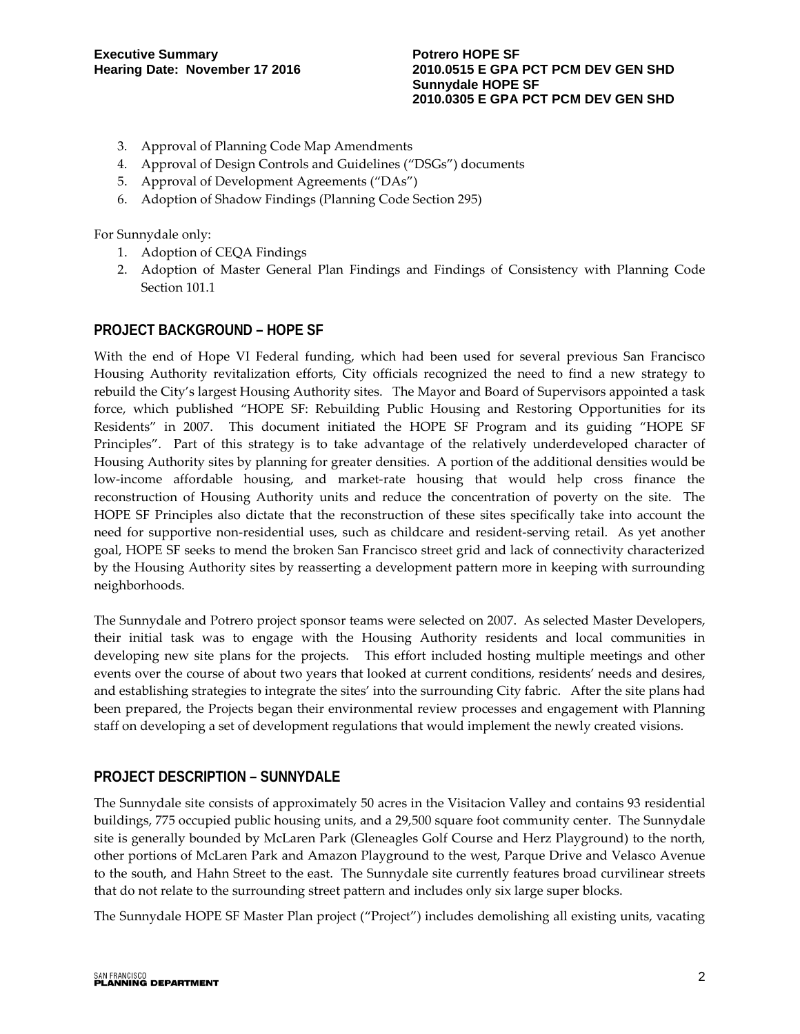3. Approval of Planning Code Map Amendments
4. Approval of Design Controls and Guidelines ("DSGs") documents
5. Approval of Development Agreements ("DAs")
6. Adoption of Shadow Findings (Planning Code Section 295)

For Sunnydale only:

1. Adoption of CEQA Findings
2. Adoption of Master General Plan Findings and Findings of Consistency with Planning Code Section 101.1

## PROJECT BACKGROUND – HOPE SF

With the end of Hope VI Federal funding, which had been used for several previous San Francisco Housing Authority revitalization efforts, City officials recognized the need to find a new strategy to rebuild the City's largest Housing Authority sites. The Mayor and Board of Supervisors appointed a task force, which published "HOPE SF: Rebuilding Public Housing and Restoring Opportunities for its Residents" in 2007. This document initiated the HOPE SF Program and its guiding "HOPE SF Principles". Part of this strategy is to take advantage of the relatively underdeveloped character of Housing Authority sites by planning for greater densities. A portion of the additional densities would be low-income affordable housing, and market-rate housing that would help cross finance the reconstruction of Housing Authority units and reduce the concentration of poverty on the site. The HOPE SF Principles also dictate that the reconstruction of these sites specifically take into account the need for supportive non-residential uses, such as childcare and resident-serving retail. As yet another goal, HOPE SF seeks to mend the broken San Francisco street grid and lack of connectivity characterized by the Housing Authority sites by reasserting a development pattern more in keeping with surrounding neighborhoods.

The Sunnydale and Potrero project sponsor teams were selected on 2007. As selected Master Developers, their initial task was to engage with the Housing Authority residents and local communities in developing new site plans for the projects. This effort included hosting multiple meetings and other events over the course of about two years that looked at current conditions, residents' needs and desires, and establishing strategies to integrate the sites' into the surrounding City fabric. After the site plans had been prepared, the Projects began their environmental review processes and engagement with Planning staff on developing a set of development regulations that would implement the newly created visions.

## PROJECT DESCRIPTION – SUNNYDALE

The Sunnydale site consists of approximately 50 acres in the Visitacion Valley and contains 93 residential buildings, 775 occupied public housing units, and a 29,500 square foot community center. The Sunnydale site is generally bounded by McLaren Park (Gleneagles Golf Course and Herz Playground) to the north, other portions of McLaren Park and Amazon Playground to the west, Parque Drive and Velasco Avenue to the south, and Hahn Street to the east. The Sunnydale site currently features broad curvilinear streets that do not relate to the surrounding street pattern and includes only six large super blocks.

The Sunnydale HOPE SF Master Plan project ("Project") includes demolishing all existing units, vacating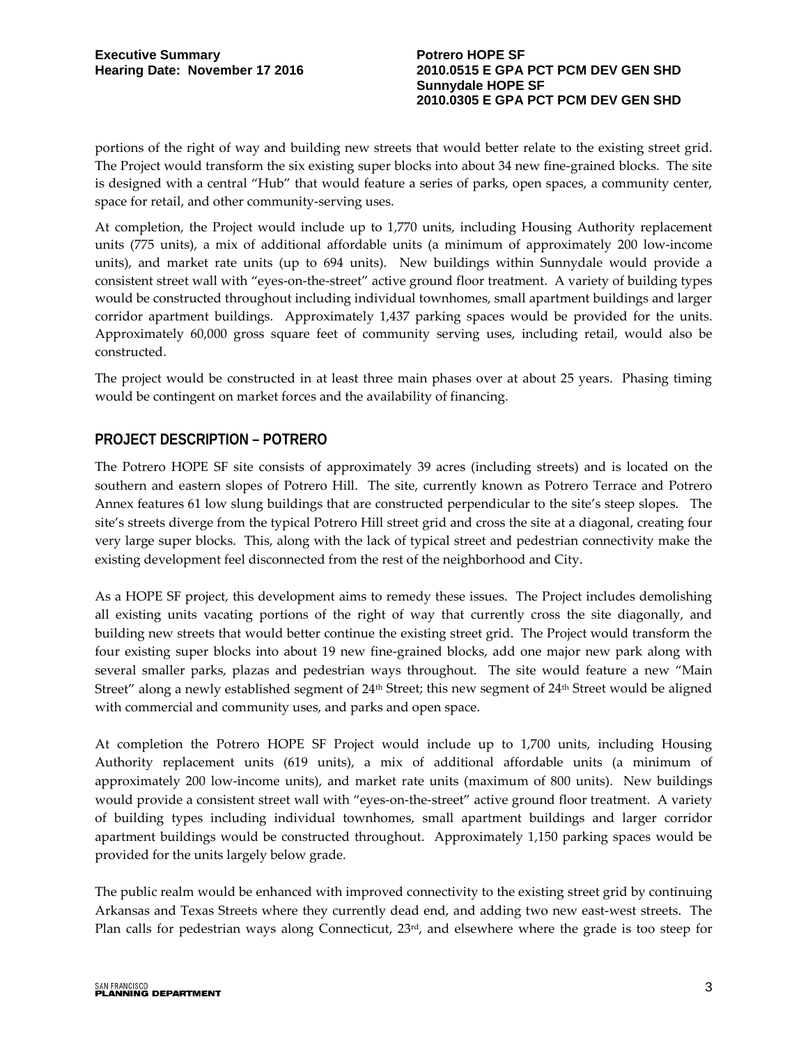portions of the right of way and building new streets that would better relate to the existing street grid. The Project would transform the six existing super blocks into about 34 new fine-grained blocks. The site is designed with a central "Hub" that would feature a series of parks, open spaces, a community center, space for retail, and other community-serving uses.

At completion, the Project would include up to 1,770 units, including Housing Authority replacement units (775 units), a mix of additional affordable units (a minimum of approximately 200 low-income units), and market rate units (up to 694 units). New buildings within Sunnydale would provide a consistent street wall with "eyes-on-the-street" active ground floor treatment. A variety of building types would be constructed throughout including individual townhomes, small apartment buildings and larger corridor apartment buildings. Approximately 1,437 parking spaces would be provided for the units. Approximately 60,000 gross square feet of community serving uses, including retail, would also be constructed.

The project would be constructed in at least three main phases over at about 25 years. Phasing timing would be contingent on market forces and the availability of financing.

## PROJECT DESCRIPTION – POTRERO

The Potrero HOPE SF site consists of approximately 39 acres (including streets) and is located on the southern and eastern slopes of Potrero Hill. The site, currently known as Potrero Terrace and Potrero Annex features 61 low slung buildings that are constructed perpendicular to the site's steep slopes. The site's streets diverge from the typical Potrero Hill street grid and cross the site at a diagonal, creating four very large super blocks. This, along with the lack of typical street and pedestrian connectivity make the existing development feel disconnected from the rest of the neighborhood and City.

As a HOPE SF project, this development aims to remedy these issues. The Project includes demolishing all existing units vacating portions of the right of way that currently cross the site diagonally, and building new streets that would better continue the existing street grid. The Project would transform the four existing super blocks into about 19 new fine-grained blocks, add one major new park along with several smaller parks, plazas and pedestrian ways throughout. The site would feature a new "Main Street" along a newly established segment of 24th Street; this new segment of 24th Street would be aligned with commercial and community uses, and parks and open space.

At completion the Potrero HOPE SF Project would include up to 1,700 units, including Housing Authority replacement units (619 units), a mix of additional affordable units (a minimum of approximately 200 low-income units), and market rate units (maximum of 800 units). New buildings would provide a consistent street wall with "eyes-on-the-street" active ground floor treatment. A variety of building types including individual townhomes, small apartment buildings and larger corridor apartment buildings would be constructed throughout. Approximately 1,150 parking spaces would be provided for the units largely below grade.

The public realm would be enhanced with improved connectivity to the existing street grid by continuing Arkansas and Texas Streets where they currently dead end, and adding two new east-west streets. The Plan calls for pedestrian ways along Connecticut, 23rd, and elsewhere where the grade is too steep for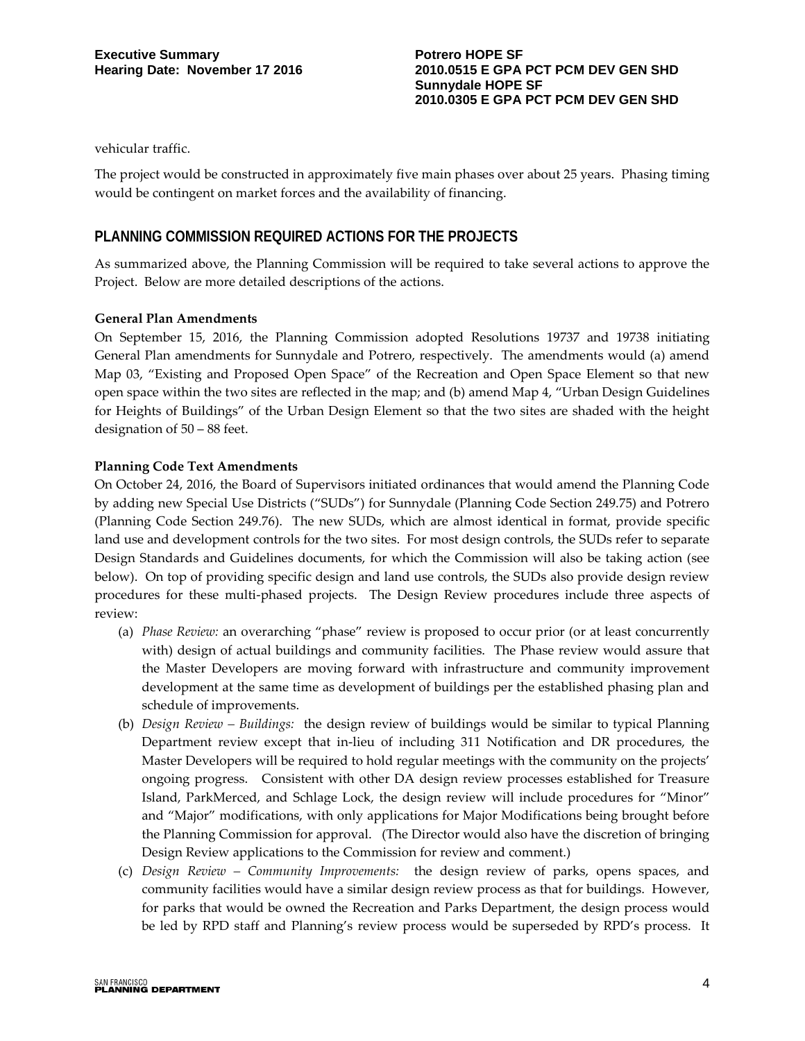vehicular traffic.

The project would be constructed in approximately five main phases over about 25 years. Phasing timing would be contingent on market forces and the availability of financing.

## PLANNING COMMISSION REQUIRED ACTIONS FOR THE PROJECTS

As summarized above, the Planning Commission will be required to take several actions to approve the Project. Below are more detailed descriptions of the actions.

**General Plan Amendments**

On September 15, 2016, the Planning Commission adopted Resolutions 19737 and 19738 initiating General Plan amendments for Sunnydale and Potrero, respectively. The amendments would (a) amend Map 03, "Existing and Proposed Open Space" of the Recreation and Open Space Element so that new open space within the two sites are reflected in the map; and (b) amend Map 4, "Urban Design Guidelines for Heights of Buildings" of the Urban Design Element so that the two sites are shaded with the height designation of 50 – 88 feet.

**Planning Code Text Amendments**

On October 24, 2016, the Board of Supervisors initiated ordinances that would amend the Planning Code by adding new Special Use Districts ("SUDs") for Sunnydale (Planning Code Section 249.75) and Potrero (Planning Code Section 249.76). The new SUDs, which are almost identical in format, provide specific land use and development controls for the two sites. For most design controls, the SUDs refer to separate Design Standards and Guidelines documents, for which the Commission will also be taking action (see below). On top of providing specific design and land use controls, the SUDs also provide design review procedures for these multi-phased projects. The Design Review procedures include three aspects of review:

(a) *Phase Review:* an overarching "phase" review is proposed to occur prior (or at least concurrently with) design of actual buildings and community facilities. The Phase review would assure that the Master Developers are moving forward with infrastructure and community improvement development at the same time as development of buildings per the established phasing plan and schedule of improvements.

(b) *Design Review – Buildings:* the design review of buildings would be similar to typical Planning Department review except that in-lieu of including 311 Notification and DR procedures, the Master Developers will be required to hold regular meetings with the community on the projects' ongoing progress. Consistent with other DA design review processes established for Treasure Island, ParkMerced, and Schlage Lock, the design review will include procedures for "Minor" and "Major" modifications, with only applications for Major Modifications being brought before the Planning Commission for approval. (The Director would also have the discretion of bringing Design Review applications to the Commission for review and comment.)

(c) *Design Review – Community Improvements:* the design review of parks, opens spaces, and community facilities would have a similar design review process as that for buildings. However, for parks that would be owned the Recreation and Parks Department, the design process would be led by RPD staff and Planning's review process would be superseded by RPD's process. It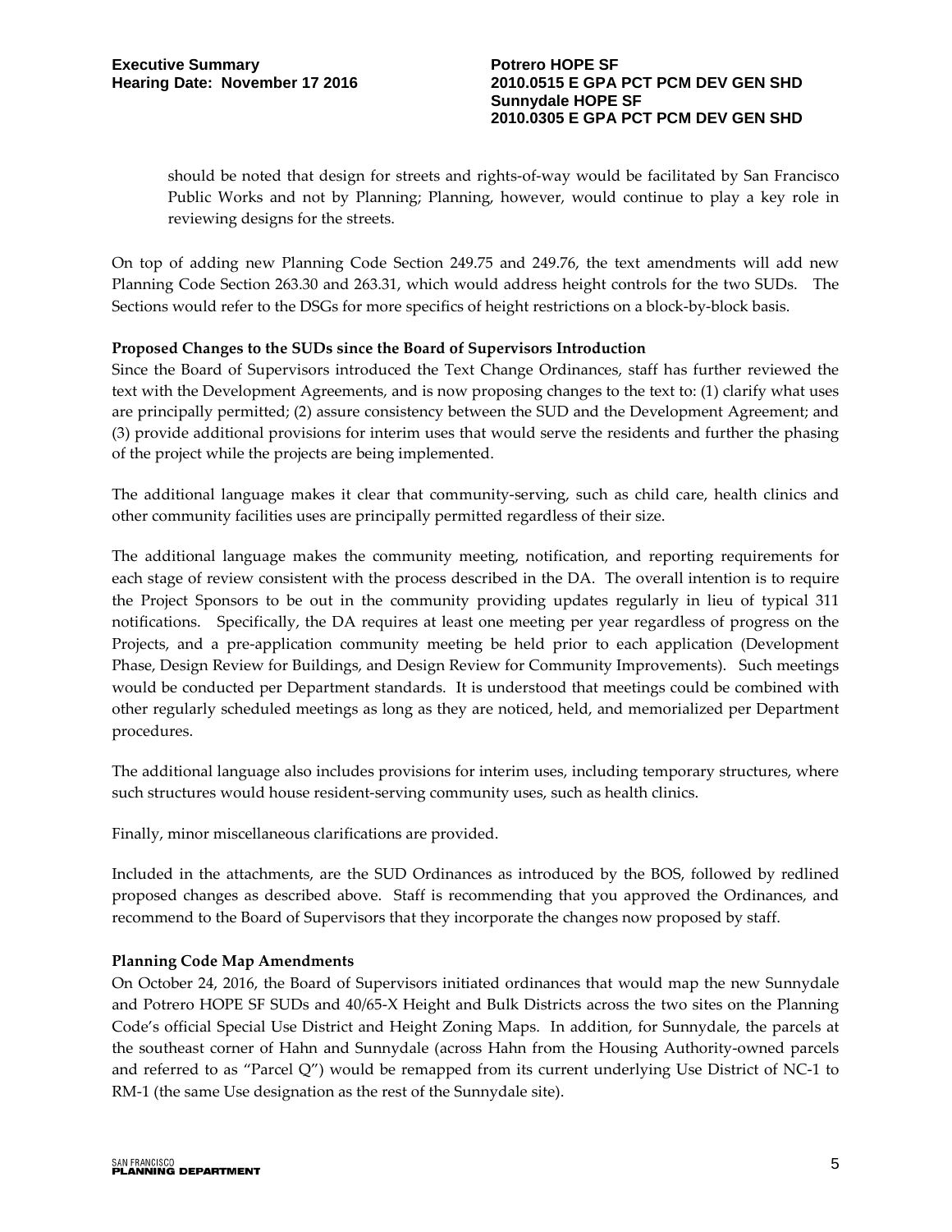should be noted that design for streets and rights-of-way would be facilitated by San Francisco Public Works and not by Planning; Planning, however, would continue to play a key role in reviewing designs for the streets.

On top of adding new Planning Code Section 249.75 and 249.76, the text amendments will add new Planning Code Section 263.30 and 263.31, which would address height controls for the two SUDs. The Sections would refer to the DSGs for more specifics of height restrictions on a block-by-block basis.

**Proposed Changes to the SUDs since the Board of Supervisors Introduction**

Since the Board of Supervisors introduced the Text Change Ordinances, staff has further reviewed the text with the Development Agreements, and is now proposing changes to the text to: (1) clarify what uses are principally permitted; (2) assure consistency between the SUD and the Development Agreement; and (3) provide additional provisions for interim uses that would serve the residents and further the phasing of the project while the projects are being implemented.

The additional language makes it clear that community-serving, such as child care, health clinics and other community facilities uses are principally permitted regardless of their size.

The additional language makes the community meeting, notification, and reporting requirements for each stage of review consistent with the process described in the DA. The overall intention is to require the Project Sponsors to be out in the community providing updates regularly in lieu of typical 311 notifications. Specifically, the DA requires at least one meeting per year regardless of progress on the Projects, and a pre-application community meeting be held prior to each application (Development Phase, Design Review for Buildings, and Design Review for Community Improvements). Such meetings would be conducted per Department standards. It is understood that meetings could be combined with other regularly scheduled meetings as long as they are noticed, held, and memorialized per Department procedures.

The additional language also includes provisions for interim uses, including temporary structures, where such structures would house resident-serving community uses, such as health clinics.

Finally, minor miscellaneous clarifications are provided.

Included in the attachments, are the SUD Ordinances as introduced by the BOS, followed by redlined proposed changes as described above. Staff is recommending that you approved the Ordinances, and recommend to the Board of Supervisors that they incorporate the changes now proposed by staff.

**Planning Code Map Amendments**

On October 24, 2016, the Board of Supervisors initiated ordinances that would map the new Sunnydale and Potrero HOPE SF SUDs and 40/65-X Height and Bulk Districts across the two sites on the Planning Code's official Special Use District and Height Zoning Maps. In addition, for Sunnydale, the parcels at the southeast corner of Hahn and Sunnydale (across Hahn from the Housing Authority-owned parcels and referred to as "Parcel Q") would be remapped from its current underlying Use District of NC-1 to RM-1 (the same Use designation as the rest of the Sunnydale site).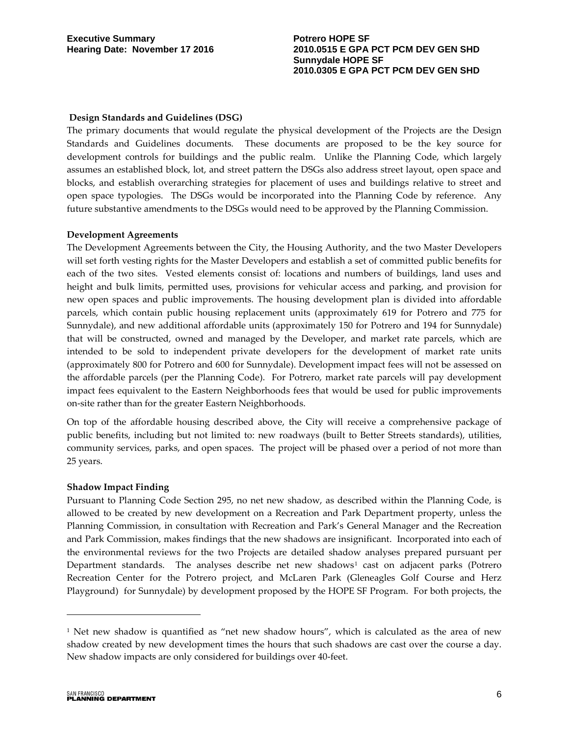**Design Standards and Guidelines (DSG)**

The primary documents that would regulate the physical development of the Projects are the Design Standards and Guidelines documents. These documents are proposed to be the key source for development controls for buildings and the public realm. Unlike the Planning Code, which largely assumes an established block, lot, and street pattern the DSGs also address street layout, open space and blocks, and establish overarching strategies for placement of uses and buildings relative to street and open space typologies. The DSGs would be incorporated into the Planning Code by reference. Any future substantive amendments to the DSGs would need to be approved by the Planning Commission.

**Development Agreements**

The Development Agreements between the City, the Housing Authority, and the two Master Developers will set forth vesting rights for the Master Developers and establish a set of committed public benefits for each of the two sites. Vested elements consist of: locations and numbers of buildings, land uses and height and bulk limits, permitted uses, provisions for vehicular access and parking, and provision for new open spaces and public improvements. The housing development plan is divided into affordable parcels, which contain public housing replacement units (approximately 619 for Potrero and 775 for Sunnydale), and new additional affordable units (approximately 150 for Potrero and 194 for Sunnydale) that will be constructed, owned and managed by the Developer, and market rate parcels, which are intended to be sold to independent private developers for the development of market rate units (approximately 800 for Potrero and 600 for Sunnydale). Development impact fees will not be assessed on the affordable parcels (per the Planning Code). For Potrero, market rate parcels will pay development impact fees equivalent to the Eastern Neighborhoods fees that would be used for public improvements on-site rather than for the greater Eastern Neighborhoods.

On top of the affordable housing described above, the City will receive a comprehensive package of public benefits, including but not limited to: new roadways (built to Better Streets standards), utilities, community services, parks, and open spaces. The project will be phased over a period of not more than 25 years.

**Shadow Impact Finding**

Pursuant to Planning Code Section 295, no net new shadow, as described within the Planning Code, is allowed to be created by new development on a Recreation and Park Department property, unless the Planning Commission, in consultation with Recreation and Park's General Manager and the Recreation and Park Commission, makes findings that the new shadows are insignificant. Incorporated into each of the environmental reviews for the two Projects are detailed shadow analyses prepared pursuant per Department standards. The analyses describe net new shadows[1] cast on adjacent parks (Potrero Recreation Center for the Potrero project, and McLaren Park (Gleneagles Golf Course and Herz Playground) for Sunnydale) by development proposed by the HOPE SF Program. For both projects, the

[1] Net new shadow is quantified as "net new shadow hours", which is calculated as the area of new shadow created by new development times the hours that such shadows are cast over the course a day. New shadow impacts are only considered for buildings over 40-feet.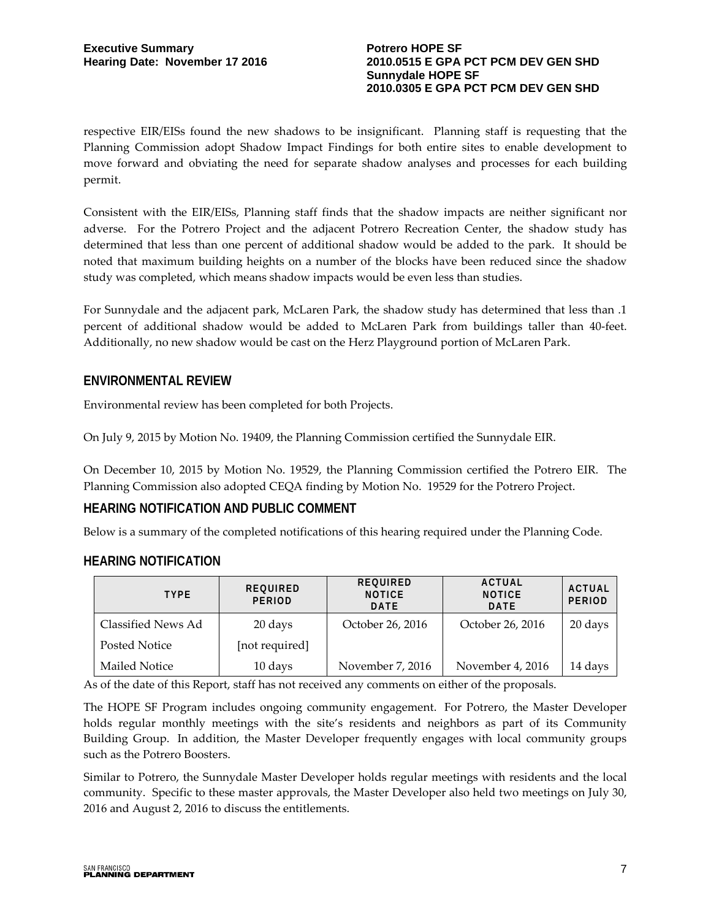respective EIR/EISs found the new shadows to be insignificant. Planning staff is requesting that the Planning Commission adopt Shadow Impact Findings for both entire sites to enable development to move forward and obviating the need for separate shadow analyses and processes for each building permit.

Consistent with the EIR/EISs, Planning staff finds that the shadow impacts are neither significant nor adverse. For the Potrero Project and the adjacent Potrero Recreation Center, the shadow study has determined that less than one percent of additional shadow would be added to the park. It should be noted that maximum building heights on a number of the blocks have been reduced since the shadow study was completed, which means shadow impacts would be even less than studies.

For Sunnydale and the adjacent park, McLaren Park, the shadow study has determined that less than .1 percent of additional shadow would be added to McLaren Park from buildings taller than 40-feet. Additionally, no new shadow would be cast on the Herz Playground portion of McLaren Park.

## ENVIRONMENTAL REVIEW

Environmental review has been completed for both Projects.

On July 9, 2015 by Motion No. 19409, the Planning Commission certified the Sunnydale EIR.

On December 10, 2015 by Motion No. 19529, the Planning Commission certified the Potrero EIR. The Planning Commission also adopted CEQA finding by Motion No. 19529 for the Potrero Project.

## HEARING NOTIFICATION AND PUBLIC COMMENT

Below is a summary of the completed notifications of this hearing required under the Planning Code.

## HEARING NOTIFICATION

| TYPE | REQUIRED PERIOD | REQUIRED NOTICE DATE | ACTUAL NOTICE DATE | ACTUAL PERIOD |
|---|---|---|---|---|
| Classified News Ad | 20 days | October 26, 2016 | October 26, 2016 | 20 days |
| Posted Notice | [not required] | | | |
| Mailed Notice | 10 days | November 7, 2016 | November 4, 2016 | 14 days |

As of the date of this Report, staff has not received any comments on either of the proposals.

The HOPE SF Program includes ongoing community engagement. For Potrero, the Master Developer holds regular monthly meetings with the site's residents and neighbors as part of its Community Building Group. In addition, the Master Developer frequently engages with local community groups such as the Potrero Boosters.

Similar to Potrero, the Sunnydale Master Developer holds regular meetings with residents and the local community. Specific to these master approvals, the Master Developer also held two meetings on July 30, 2016 and August 2, 2016 to discuss the entitlements.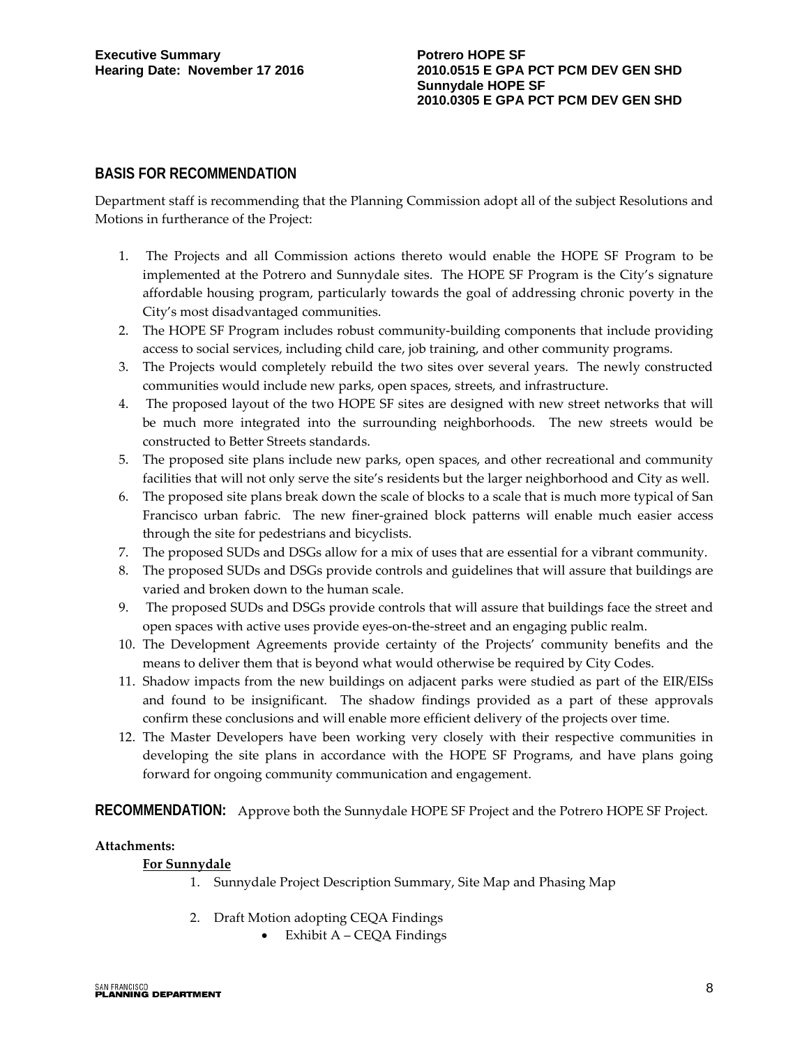## BASIS FOR RECOMMENDATION

Department staff is recommending that the Planning Commission adopt all of the subject Resolutions and Motions in furtherance of the Project:

1. The Projects and all Commission actions thereto would enable the HOPE SF Program to be implemented at the Potrero and Sunnydale sites. The HOPE SF Program is the City's signature affordable housing program, particularly towards the goal of addressing chronic poverty in the City's most disadvantaged communities.
2. The HOPE SF Program includes robust community-building components that include providing access to social services, including child care, job training, and other community programs.
3. The Projects would completely rebuild the two sites over several years. The newly constructed communities would include new parks, open spaces, streets, and infrastructure.
4. The proposed layout of the two HOPE SF sites are designed with new street networks that will be much more integrated into the surrounding neighborhoods. The new streets would be constructed to Better Streets standards.
5. The proposed site plans include new parks, open spaces, and other recreational and community facilities that will not only serve the site's residents but the larger neighborhood and City as well.
6. The proposed site plans break down the scale of blocks to a scale that is much more typical of San Francisco urban fabric. The new finer-grained block patterns will enable much easier access through the site for pedestrians and bicyclists.
7. The proposed SUDs and DSGs allow for a mix of uses that are essential for a vibrant community.
8. The proposed SUDs and DSGs provide controls and guidelines that will assure that buildings are varied and broken down to the human scale.
9. The proposed SUDs and DSGs provide controls that will assure that buildings face the street and open spaces with active uses provide eyes-on-the-street and an engaging public realm.
10. The Development Agreements provide certainty of the Projects' community benefits and the means to deliver them that is beyond what would otherwise be required by City Codes.
11. Shadow impacts from the new buildings on adjacent parks were studied as part of the EIR/EISs and found to be insignificant. The shadow findings provided as a part of these approvals confirm these conclusions and will enable more efficient delivery of the projects over time.
12. The Master Developers have been working very closely with their respective communities in developing the site plans in accordance with the HOPE SF Programs, and have plans going forward for ongoing community communication and engagement.

**RECOMMENDATION:** Approve both the Sunnydale HOPE SF Project and the Potrero HOPE SF Project.

**Attachments:**

**For Sunnydale**

1. Sunnydale Project Description Summary, Site Map and Phasing Map
2. Draft Motion adopting CEQA Findings
   - Exhibit A – CEQA Findings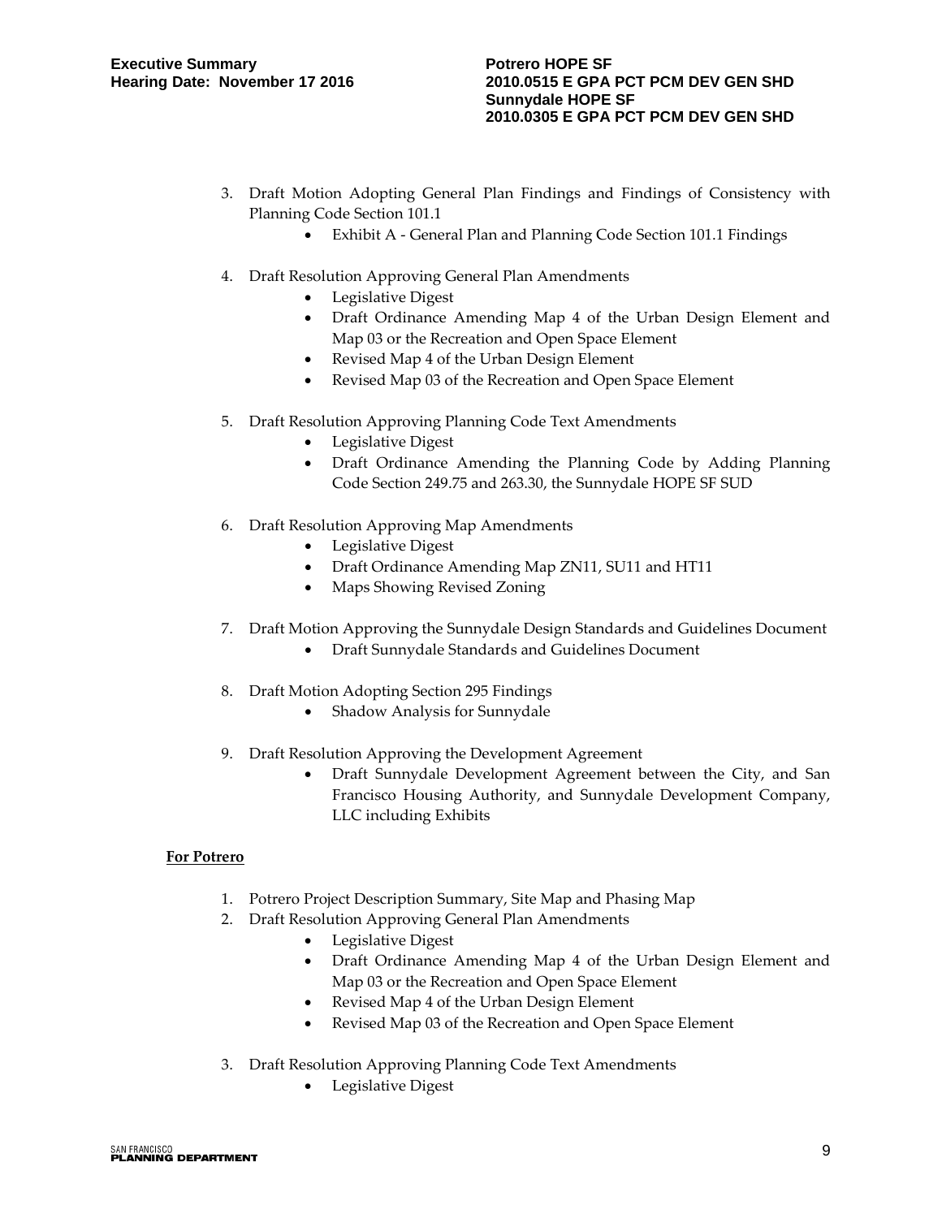3. Draft Motion Adopting General Plan Findings and Findings of Consistency with Planning Code Section 101.1
   - Exhibit A - General Plan and Planning Code Section 101.1 Findings

4. Draft Resolution Approving General Plan Amendments
   - Legislative Digest
   - Draft Ordinance Amending Map 4 of the Urban Design Element and Map 03 or the Recreation and Open Space Element
   - Revised Map 4 of the Urban Design Element
   - Revised Map 03 of the Recreation and Open Space Element

5. Draft Resolution Approving Planning Code Text Amendments
   - Legislative Digest
   - Draft Ordinance Amending the Planning Code by Adding Planning Code Section 249.75 and 263.30, the Sunnydale HOPE SF SUD

6. Draft Resolution Approving Map Amendments
   - Legislative Digest
   - Draft Ordinance Amending Map ZN11, SU11 and HT11
   - Maps Showing Revised Zoning

7. Draft Motion Approving the Sunnydale Design Standards and Guidelines Document
   - Draft Sunnydale Standards and Guidelines Document

8. Draft Motion Adopting Section 295 Findings
   - Shadow Analysis for Sunnydale

9. Draft Resolution Approving the Development Agreement
   - Draft Sunnydale Development Agreement between the City, and San Francisco Housing Authority, and Sunnydale Development Company, LLC including Exhibits

**For Potrero**

1. Potrero Project Description Summary, Site Map and Phasing Map
2. Draft Resolution Approving General Plan Amendments
   - Legislative Digest
   - Draft Ordinance Amending Map 4 of the Urban Design Element and Map 03 or the Recreation and Open Space Element
   - Revised Map 4 of the Urban Design Element
   - Revised Map 03 of the Recreation and Open Space Element

3. Draft Resolution Approving Planning Code Text Amendments
   - Legislative Digest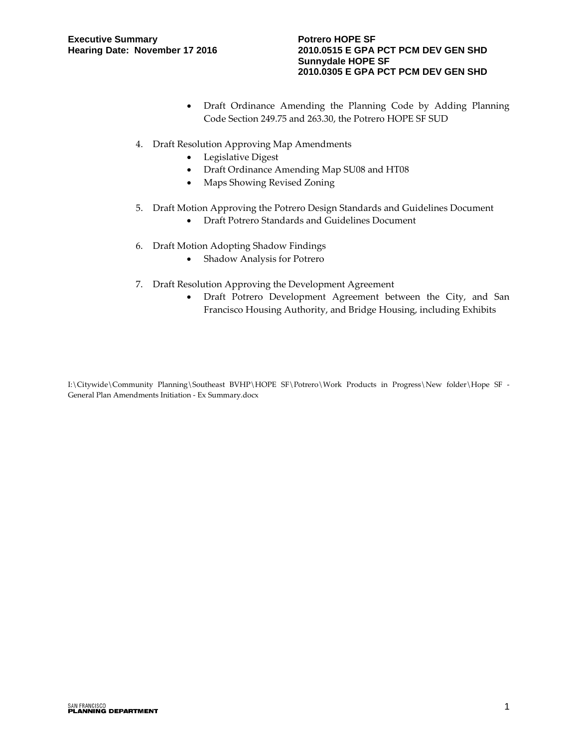- Draft Ordinance Amending the Planning Code by Adding Planning Code Section 249.75 and 263.30, the Potrero HOPE SF SUD

4. Draft Resolution Approving Map Amendments
   - Legislative Digest
   - Draft Ordinance Amending Map SU08 and HT08
   - Maps Showing Revised Zoning

5. Draft Motion Approving the Potrero Design Standards and Guidelines Document
   - Draft Potrero Standards and Guidelines Document

6. Draft Motion Adopting Shadow Findings
   - Shadow Analysis for Potrero

7. Draft Resolution Approving the Development Agreement
   - Draft Potrero Development Agreement between the City, and San Francisco Housing Authority, and Bridge Housing, including Exhibits

I:\Citywide\Community Planning\Southeast BVHP\HOPE SF\Potrero\Work Products in Progress\New folder\Hope SF - General Plan Amendments Initiation - Ex Summary.docx